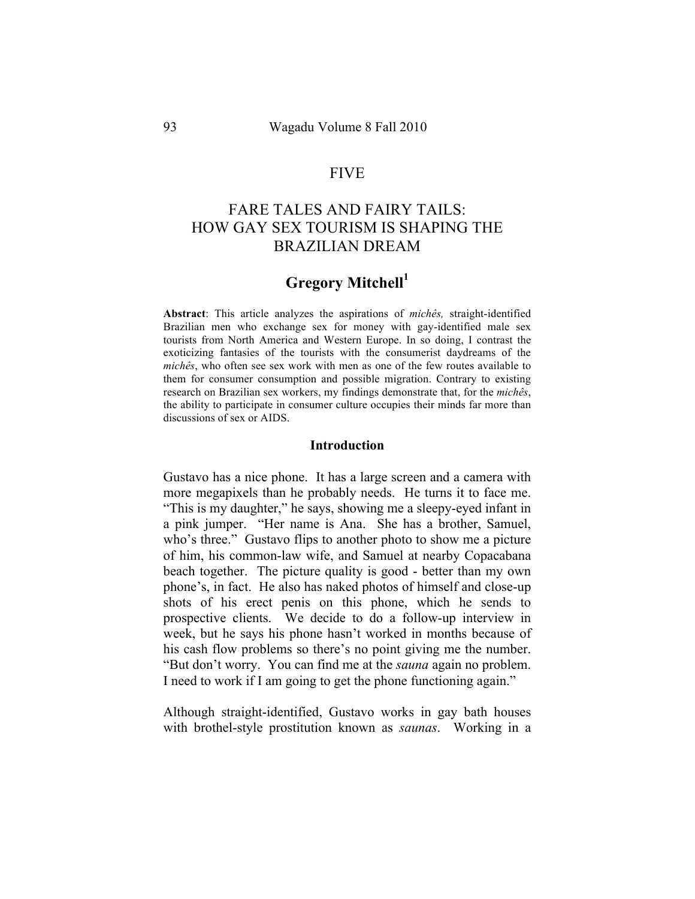# FIVE

# FARE TALES AND FAIRY TAILS: HOW GAY SEX TOURISM IS SHAPING THE BRAZILIAN DREAM

## Gregory Mitchell[1]

**Abstract**: This article analyzes the aspirations of *michês,* straight-identified Brazilian men who exchange sex for money with gay-identified male sex tourists from North America and Western Europe. In so doing, I contrast the exoticizing fantasies of the tourists with the consumerist daydreams of the *michês*, who often see sex work with men as one of the few routes available to them for consumer consumption and possible migration. Contrary to existing research on Brazilian sex workers, my findings demonstrate that, for the *michês*, the ability to participate in consumer culture occupies their minds far more than discussions of sex or AIDS.

### Introduction

Gustavo has a nice phone. It has a large screen and a camera with more megapixels than he probably needs. He turns it to face me. "This is my daughter," he says, showing me a sleepy-eyed infant in a pink jumper. "Her name is Ana. She has a brother, Samuel, who's three." Gustavo flips to another photo to show me a picture of him, his common-law wife, and Samuel at nearby Copacabana beach together. The picture quality is good - better than my own phone's, in fact. He also has naked photos of himself and close-up shots of his erect penis on this phone, which he sends to prospective clients. We decide to do a follow-up interview in week, but he says his phone hasn't worked in months because of his cash flow problems so there's no point giving me the number. "But don't worry. You can find me at the *sauna* again no problem. I need to work if I am going to get the phone functioning again."

Although straight-identified, Gustavo works in gay bath houses with brothel-style prostitution known as *saunas*. Working in a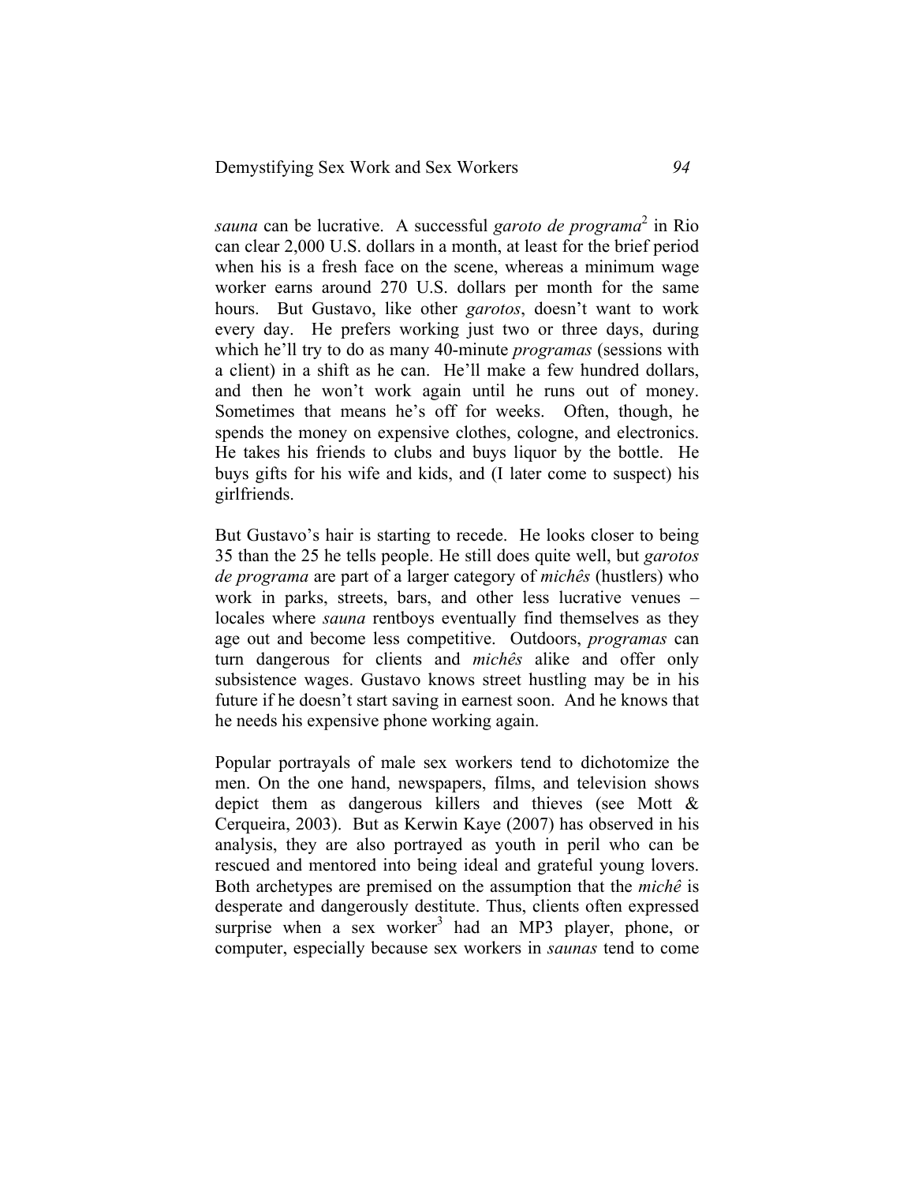*sauna* can be lucrative. A successful *garoto de programa*[2] in Rio can clear 2,000 U.S. dollars in a month, at least for the brief period when his is a fresh face on the scene, whereas a minimum wage worker earns around 270 U.S. dollars per month for the same hours. But Gustavo, like other *garotos*, doesn't want to work every day. He prefers working just two or three days, during which he'll try to do as many 40-minute *programas* (sessions with a client) in a shift as he can. He'll make a few hundred dollars, and then he won't work again until he runs out of money. Sometimes that means he's off for weeks. Often, though, he spends the money on expensive clothes, cologne, and electronics. He takes his friends to clubs and buys liquor by the bottle. He buys gifts for his wife and kids, and (I later come to suspect) his girlfriends.

But Gustavo's hair is starting to recede. He looks closer to being 35 than the 25 he tells people. He still does quite well, but *garotos de programa* are part of a larger category of *michês* (hustlers) who work in parks, streets, bars, and other less lucrative venues – locales where *sauna* rentboys eventually find themselves as they age out and become less competitive. Outdoors, *programas* can turn dangerous for clients and *michês* alike and offer only subsistence wages. Gustavo knows street hustling may be in his future if he doesn't start saving in earnest soon. And he knows that he needs his expensive phone working again.

Popular portrayals of male sex workers tend to dichotomize the men. On the one hand, newspapers, films, and television shows depict them as dangerous killers and thieves (see Mott & Cerqueira, 2003). But as Kerwin Kaye (2007) has observed in his analysis, they are also portrayed as youth in peril who can be rescued and mentored into being ideal and grateful young lovers. Both archetypes are premised on the assumption that the *michê* is desperate and dangerously destitute. Thus, clients often expressed surprise when a sex worker[3] had an MP3 player, phone, or computer, especially because sex workers in *saunas* tend to come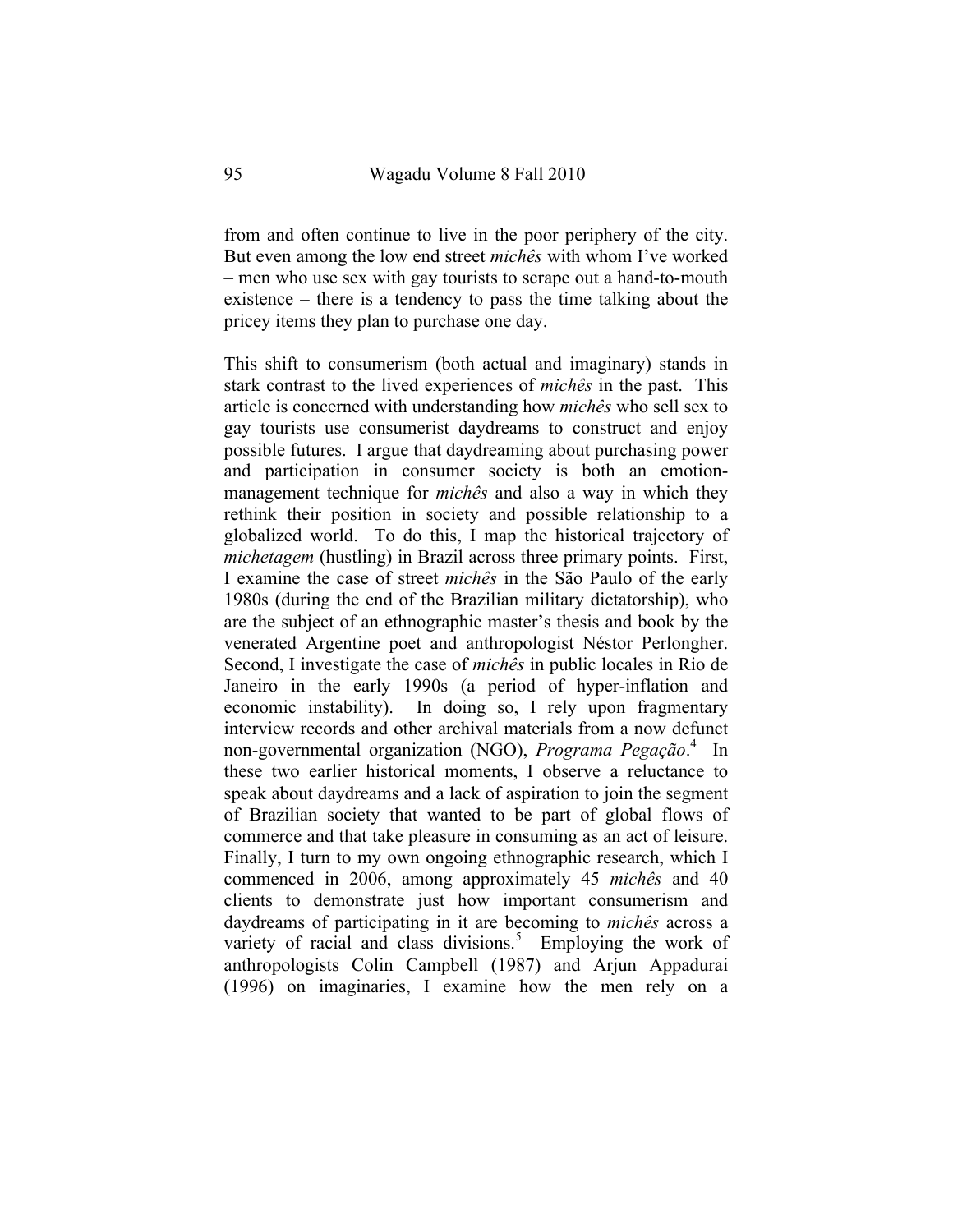from and often continue to live in the poor periphery of the city. But even among the low end street *michês* with whom I've worked – men who use sex with gay tourists to scrape out a hand-to-mouth existence – there is a tendency to pass the time talking about the pricey items they plan to purchase one day.

This shift to consumerism (both actual and imaginary) stands in stark contrast to the lived experiences of *michês* in the past. This article is concerned with understanding how *michês* who sell sex to gay tourists use consumerist daydreams to construct and enjoy possible futures. I argue that daydreaming about purchasing power and participation in consumer society is both an emotion-management technique for *michês* and also a way in which they rethink their position in society and possible relationship to a globalized world. To do this, I map the historical trajectory of *michetagem* (hustling) in Brazil across three primary points. First, I examine the case of street *michês* in the São Paulo of the early 1980s (during the end of the Brazilian military dictatorship), who are the subject of an ethnographic master's thesis and book by the venerated Argentine poet and anthropologist Néstor Perlongher. Second, I investigate the case of *michês* in public locales in Rio de Janeiro in the early 1990s (a period of hyper-inflation and economic instability). In doing so, I rely upon fragmentary interview records and other archival materials from a now defunct non-governmental organization (NGO), *Programa Pegação*.[4] In these two earlier historical moments, I observe a reluctance to speak about daydreams and a lack of aspiration to join the segment of Brazilian society that wanted to be part of global flows of commerce and that take pleasure in consuming as an act of leisure. Finally, I turn to my own ongoing ethnographic research, which I commenced in 2006, among approximately 45 *michês* and 40 clients to demonstrate just how important consumerism and daydreams of participating in it are becoming to *michês* across a variety of racial and class divisions.[5] Employing the work of anthropologists Colin Campbell (1987) and Arjun Appadurai (1996) on imaginaries, I examine how the men rely on a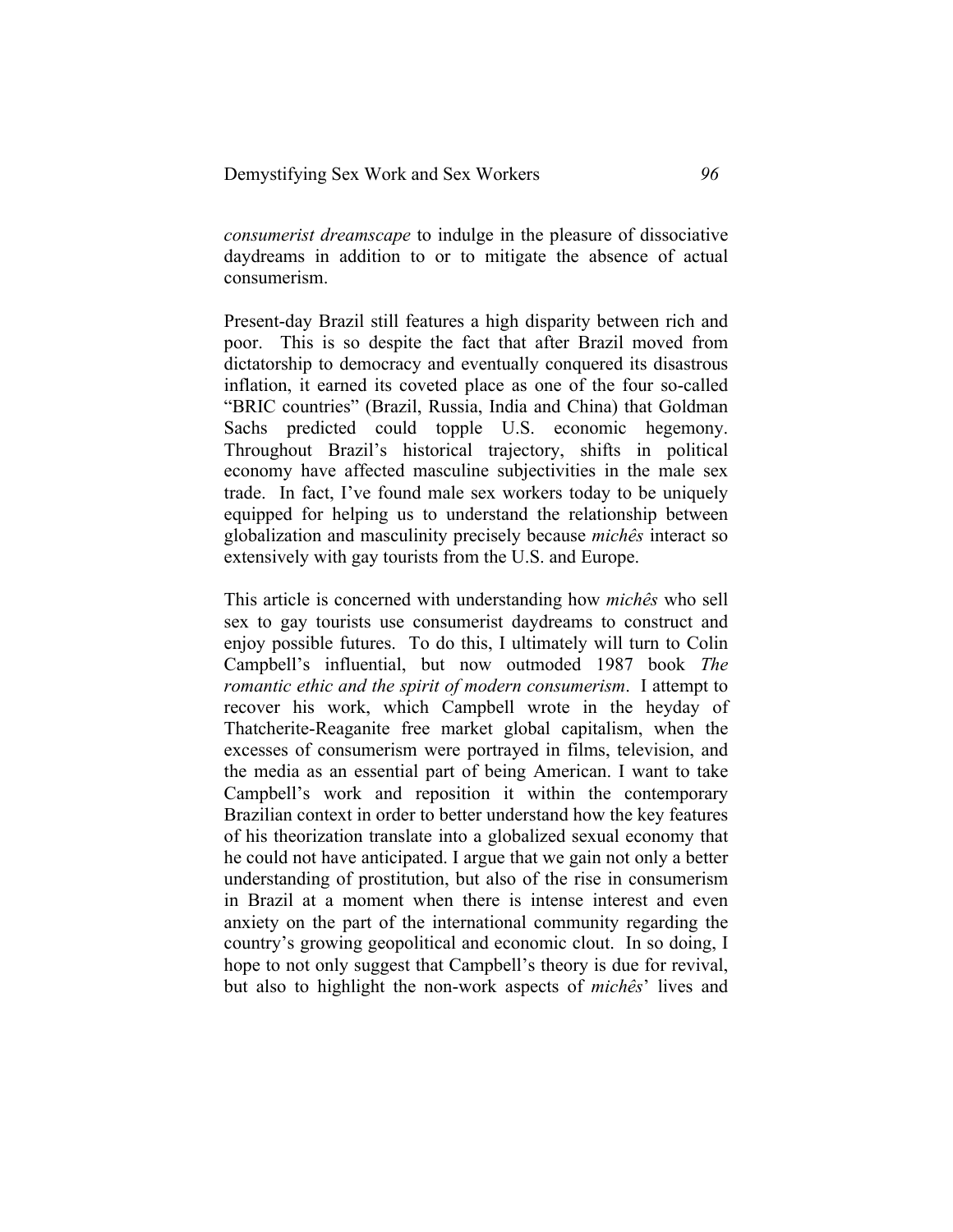*consumerist dreamscape* to indulge in the pleasure of dissociative daydreams in addition to or to mitigate the absence of actual consumerism.

Present-day Brazil still features a high disparity between rich and poor. This is so despite the fact that after Brazil moved from dictatorship to democracy and eventually conquered its disastrous inflation, it earned its coveted place as one of the four so-called "BRIC countries" (Brazil, Russia, India and China) that Goldman Sachs predicted could topple U.S. economic hegemony. Throughout Brazil's historical trajectory, shifts in political economy have affected masculine subjectivities in the male sex trade. In fact, I've found male sex workers today to be uniquely equipped for helping us to understand the relationship between globalization and masculinity precisely because *michês* interact so extensively with gay tourists from the U.S. and Europe.

This article is concerned with understanding how *michês* who sell sex to gay tourists use consumerist daydreams to construct and enjoy possible futures. To do this, I ultimately will turn to Colin Campbell's influential, but now outmoded 1987 book *The romantic ethic and the spirit of modern consumerism*. I attempt to recover his work, which Campbell wrote in the heyday of Thatcherite-Reaganite free market global capitalism, when the excesses of consumerism were portrayed in films, television, and the media as an essential part of being American. I want to take Campbell's work and reposition it within the contemporary Brazilian context in order to better understand how the key features of his theorization translate into a globalized sexual economy that he could not have anticipated. I argue that we gain not only a better understanding of prostitution, but also of the rise in consumerism in Brazil at a moment when there is intense interest and even anxiety on the part of the international community regarding the country's growing geopolitical and economic clout. In so doing, I hope to not only suggest that Campbell's theory is due for revival, but also to highlight the non-work aspects of *michês*' lives and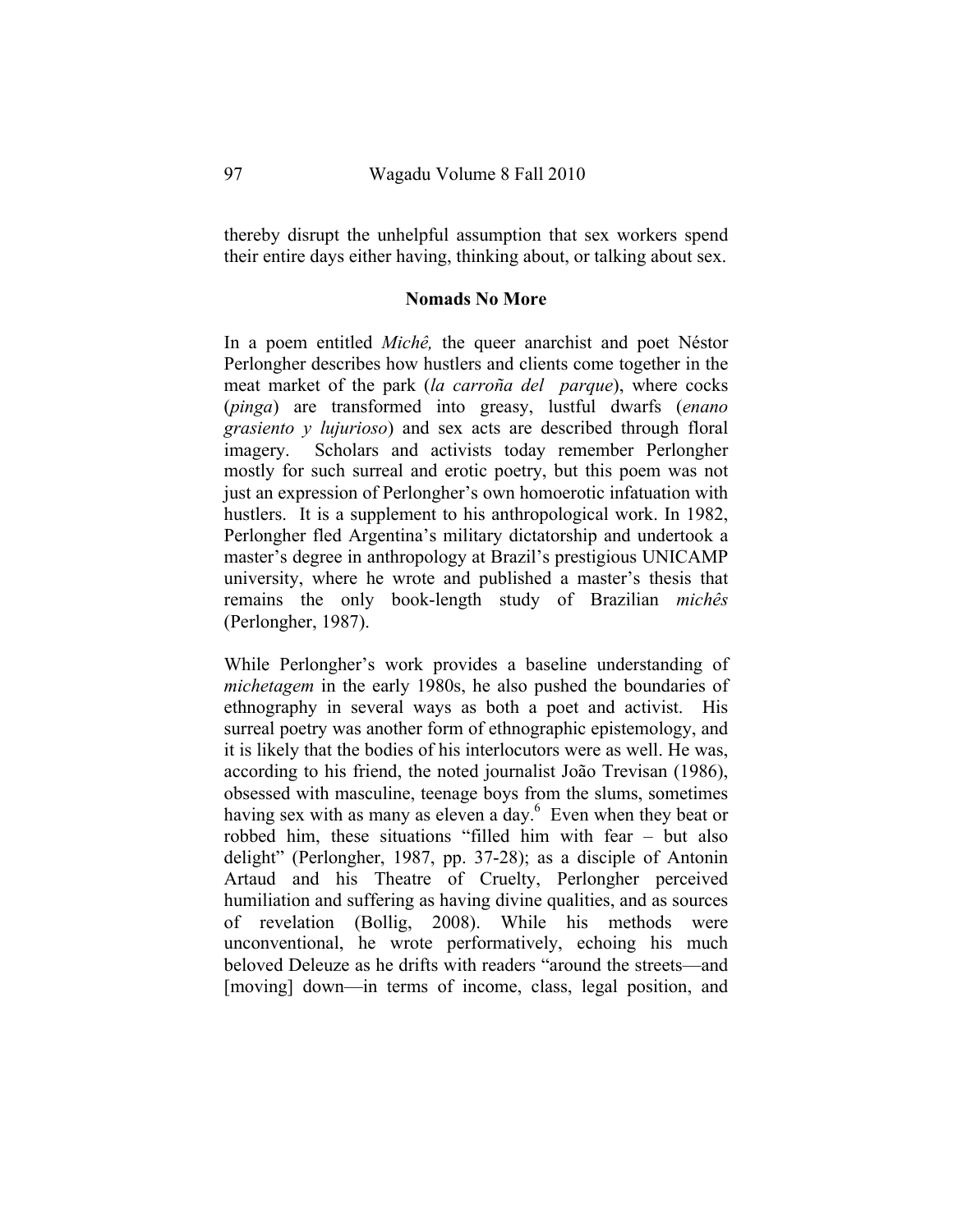thereby disrupt the unhelpful assumption that sex workers spend their entire days either having, thinking about, or talking about sex.

## Nomads No More

In a poem entitled *Michê,* the queer anarchist and poet Néstor Perlongher describes how hustlers and clients come together in the meat market of the park (*la carroña del parque*), where cocks (*pinga*) are transformed into greasy, lustful dwarfs (*enano grasiento y lujurioso*) and sex acts are described through floral imagery. Scholars and activists today remember Perlongher mostly for such surreal and erotic poetry, but this poem was not just an expression of Perlongher's own homoerotic infatuation with hustlers. It is a supplement to his anthropological work. In 1982, Perlongher fled Argentina's military dictatorship and undertook a master's degree in anthropology at Brazil's prestigious UNICAMP university, where he wrote and published a master's thesis that remains the only book-length study of Brazilian *michês* (Perlongher, 1987).

While Perlongher's work provides a baseline understanding of *michetagem* in the early 1980s, he also pushed the boundaries of ethnography in several ways as both a poet and activist. His surreal poetry was another form of ethnographic epistemology, and it is likely that the bodies of his interlocutors were as well. He was, according to his friend, the noted journalist João Trevisan (1986), obsessed with masculine, teenage boys from the slums, sometimes having sex with as many as eleven a day.[6] Even when they beat or robbed him, these situations "filled him with fear – but also delight" (Perlongher, 1987, pp. 37-28); as a disciple of Antonin Artaud and his Theatre of Cruelty, Perlongher perceived humiliation and suffering as having divine qualities, and as sources of revelation (Bollig, 2008). While his methods were unconventional, he wrote performatively, echoing his much beloved Deleuze as he drifts with readers "around the streets—and [moving] down—in terms of income, class, legal position, and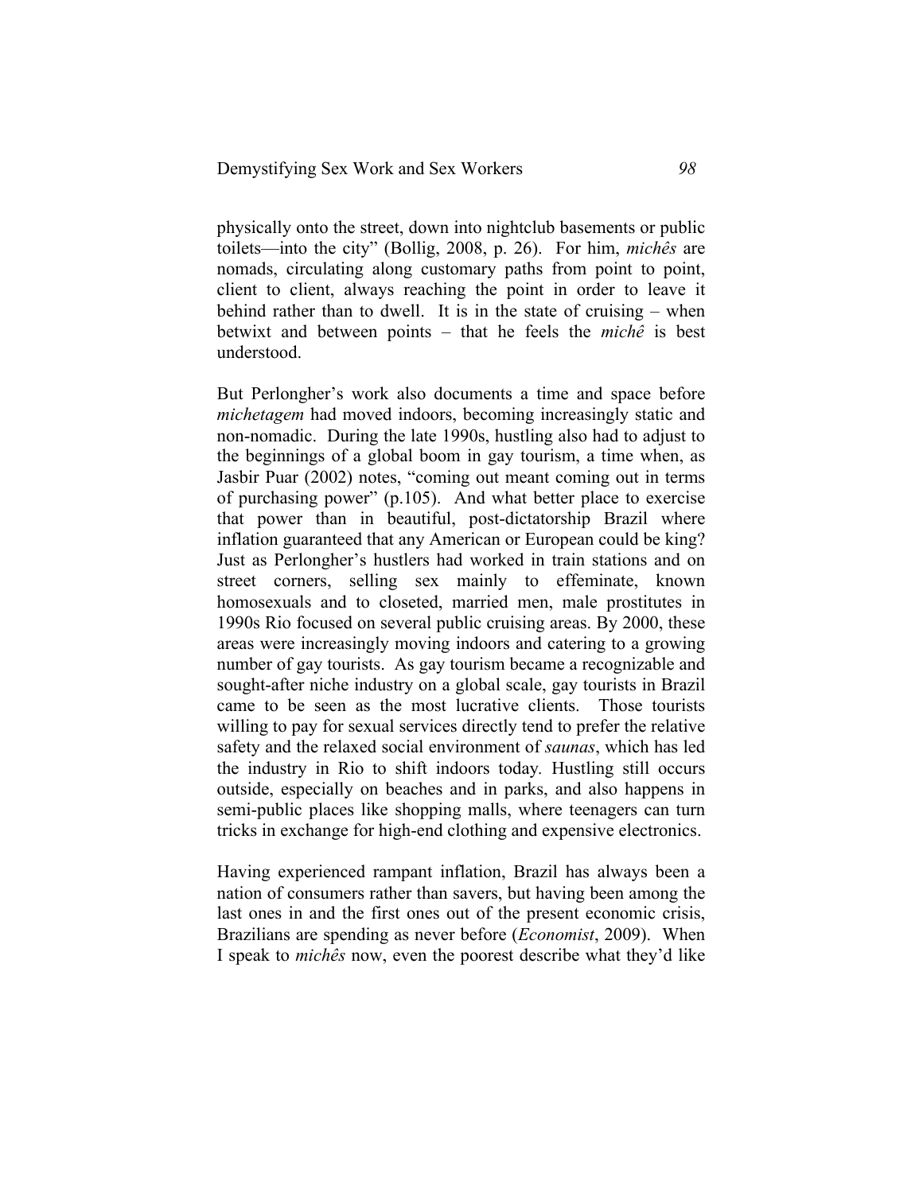physically onto the street, down into nightclub basements or public toilets—into the city" (Bollig, 2008, p. 26). For him, *michês* are nomads, circulating along customary paths from point to point, client to client, always reaching the point in order to leave it behind rather than to dwell. It is in the state of cruising – when betwixt and between points – that he feels the *michê* is best understood.

But Perlongher's work also documents a time and space before *michetagem* had moved indoors, becoming increasingly static and non-nomadic. During the late 1990s, hustling also had to adjust to the beginnings of a global boom in gay tourism, a time when, as Jasbir Puar (2002) notes, "coming out meant coming out in terms of purchasing power" (p.105). And what better place to exercise that power than in beautiful, post-dictatorship Brazil where inflation guaranteed that any American or European could be king? Just as Perlongher's hustlers had worked in train stations and on street corners, selling sex mainly to effeminate, known homosexuals and to closeted, married men, male prostitutes in 1990s Rio focused on several public cruising areas. By 2000, these areas were increasingly moving indoors and catering to a growing number of gay tourists. As gay tourism became a recognizable and sought-after niche industry on a global scale, gay tourists in Brazil came to be seen as the most lucrative clients. Those tourists willing to pay for sexual services directly tend to prefer the relative safety and the relaxed social environment of *saunas*, which has led the industry in Rio to shift indoors today. Hustling still occurs outside, especially on beaches and in parks, and also happens in semi-public places like shopping malls, where teenagers can turn tricks in exchange for high-end clothing and expensive electronics.

Having experienced rampant inflation, Brazil has always been a nation of consumers rather than savers, but having been among the last ones in and the first ones out of the present economic crisis, Brazilians are spending as never before (*Economist*, 2009). When I speak to *michês* now, even the poorest describe what they'd like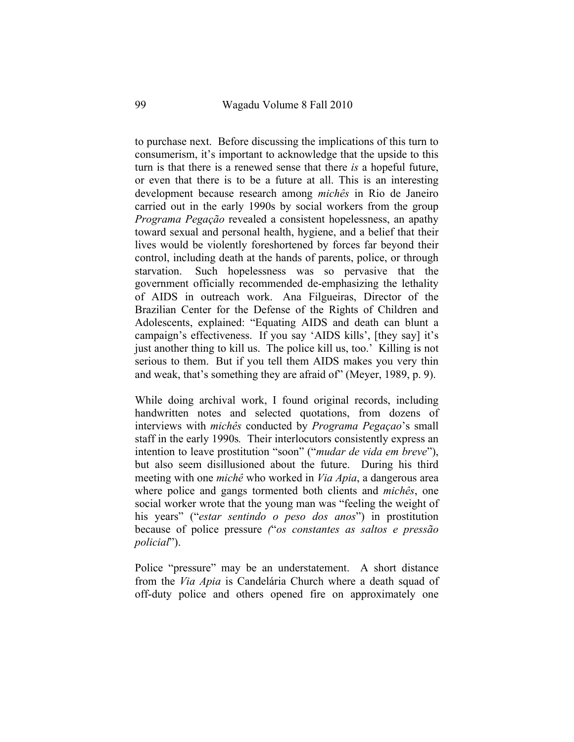to purchase next. Before discussing the implications of this turn to consumerism, it's important to acknowledge that the upside to this turn is that there is a renewed sense that there *is* a hopeful future, or even that there is to be a future at all. This is an interesting development because research among *michês* in Rio de Janeiro carried out in the early 1990s by social workers from the group *Programa Pegação* revealed a consistent hopelessness, an apathy toward sexual and personal health, hygiene, and a belief that their lives would be violently foreshortened by forces far beyond their control, including death at the hands of parents, police, or through starvation. Such hopelessness was so pervasive that the government officially recommended de-emphasizing the lethality of AIDS in outreach work. Ana Filgueiras, Director of the Brazilian Center for the Defense of the Rights of Children and Adolescents, explained: "Equating AIDS and death can blunt a campaign's effectiveness. If you say 'AIDS kills', [they say] it's just another thing to kill us. The police kill us, too.' Killing is not serious to them. But if you tell them AIDS makes you very thin and weak, that's something they are afraid of" (Meyer, 1989, p. 9).

While doing archival work, I found original records, including handwritten notes and selected quotations, from dozens of interviews with *michês* conducted by *Programa Pegaçao*'s small staff in the early 1990s. Their interlocutors consistently express an intention to leave prostitution "soon" ("*mudar de vida em breve*"), but also seem disillusioned about the future. During his third meeting with one *michê* who worked in *Via Apia*, a dangerous area where police and gangs tormented both clients and *michês*, one social worker wrote that the young man was "feeling the weight of his years" ("*estar sentindo o peso dos anos*") in prostitution because of police pressure *(*"*os constantes as saltos e pressão policial*").

Police "pressure" may be an understatement. A short distance from the *Via Apia* is Candelária Church where a death squad of off-duty police and others opened fire on approximately one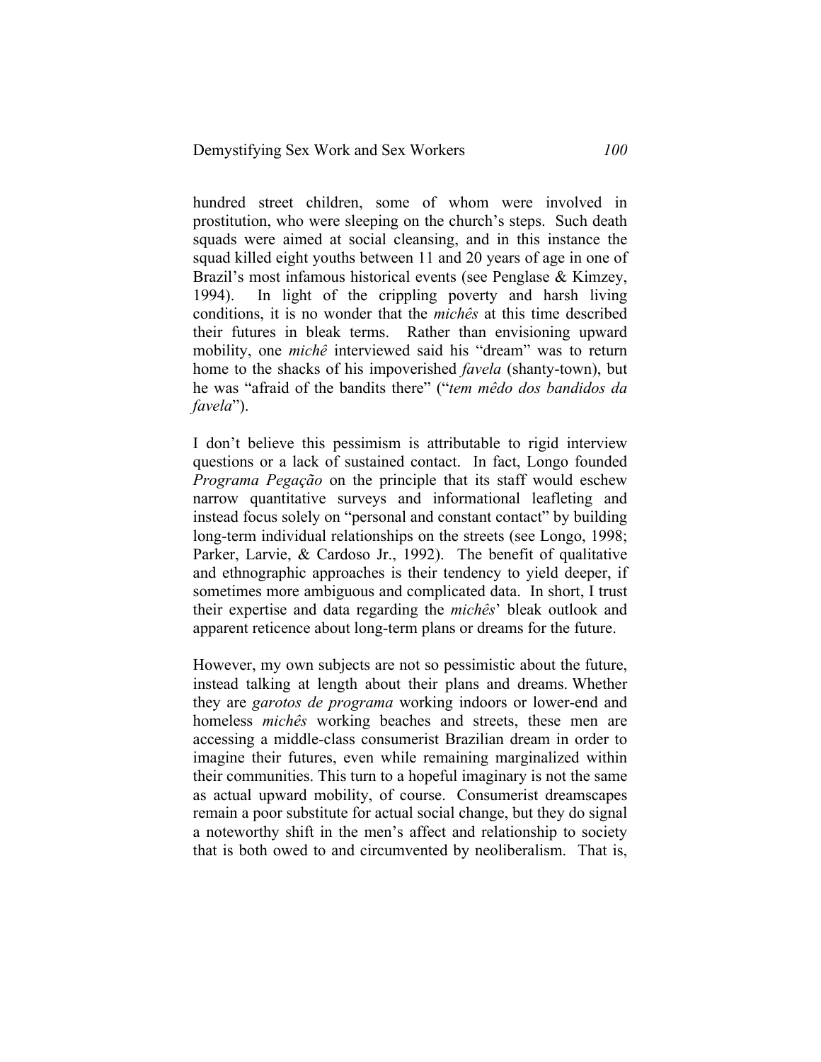hundred street children, some of whom were involved in prostitution, who were sleeping on the church's steps. Such death squads were aimed at social cleansing, and in this instance the squad killed eight youths between 11 and 20 years of age in one of Brazil's most infamous historical events (see Penglase & Kimzey, 1994). In light of the crippling poverty and harsh living conditions, it is no wonder that the *michês* at this time described their futures in bleak terms. Rather than envisioning upward mobility, one *michê* interviewed said his "dream" was to return home to the shacks of his impoverished *favela* (shanty-town), but he was "afraid of the bandits there" ("*tem mêdo dos bandidos da favela*").

I don't believe this pessimism is attributable to rigid interview questions or a lack of sustained contact. In fact, Longo founded *Programa Pegação* on the principle that its staff would eschew narrow quantitative surveys and informational leafleting and instead focus solely on "personal and constant contact" by building long-term individual relationships on the streets (see Longo, 1998; Parker, Larvie, & Cardoso Jr., 1992). The benefit of qualitative and ethnographic approaches is their tendency to yield deeper, if sometimes more ambiguous and complicated data. In short, I trust their expertise and data regarding the *michês*' bleak outlook and apparent reticence about long-term plans or dreams for the future.

However, my own subjects are not so pessimistic about the future, instead talking at length about their plans and dreams. Whether they are *garotos de programa* working indoors or lower-end and homeless *michês* working beaches and streets, these men are accessing a middle-class consumerist Brazilian dream in order to imagine their futures, even while remaining marginalized within their communities. This turn to a hopeful imaginary is not the same as actual upward mobility, of course. Consumerist dreamscapes remain a poor substitute for actual social change, but they do signal a noteworthy shift in the men's affect and relationship to society that is both owed to and circumvented by neoliberalism. That is,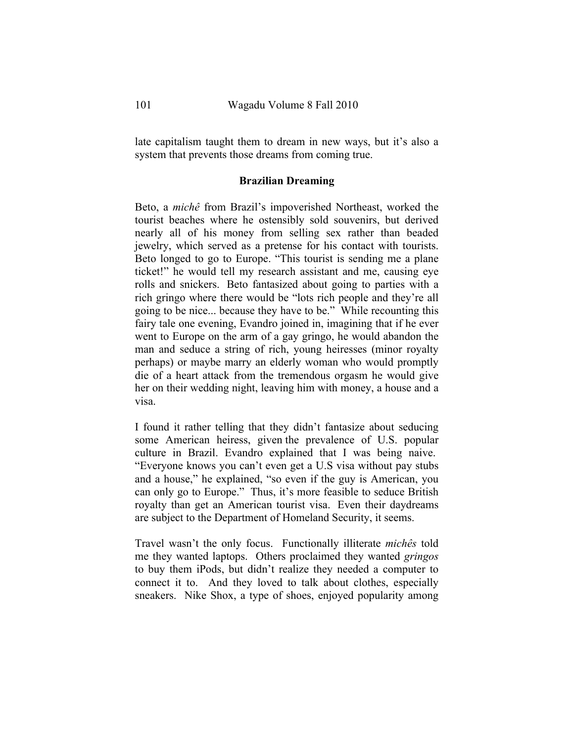late capitalism taught them to dream in new ways, but it's also a system that prevents those dreams from coming true.

## Brazilian Dreaming

Beto, a *michê* from Brazil's impoverished Northeast, worked the tourist beaches where he ostensibly sold souvenirs, but derived nearly all of his money from selling sex rather than beaded jewelry, which served as a pretense for his contact with tourists. Beto longed to go to Europe. "This tourist is sending me a plane ticket!" he would tell my research assistant and me, causing eye rolls and snickers. Beto fantasized about going to parties with a rich gringo where there would be "lots rich people and they're all going to be nice... because they have to be." While recounting this fairy tale one evening, Evandro joined in, imagining that if he ever went to Europe on the arm of a gay gringo, he would abandon the man and seduce a string of rich, young heiresses (minor royalty perhaps) or maybe marry an elderly woman who would promptly die of a heart attack from the tremendous orgasm he would give her on their wedding night, leaving him with money, a house and a visa.

I found it rather telling that they didn't fantasize about seducing some American heiress, given the prevalence of U.S. popular culture in Brazil. Evandro explained that I was being naive. "Everyone knows you can't even get a U.S visa without pay stubs and a house," he explained, "so even if the guy is American, you can only go to Europe." Thus, it's more feasible to seduce British royalty than get an American tourist visa. Even their daydreams are subject to the Department of Homeland Security, it seems.

Travel wasn't the only focus. Functionally illiterate *michês* told me they wanted laptops. Others proclaimed they wanted *gringos* to buy them iPods, but didn't realize they needed a computer to connect it to. And they loved to talk about clothes, especially sneakers. Nike Shox, a type of shoes, enjoyed popularity among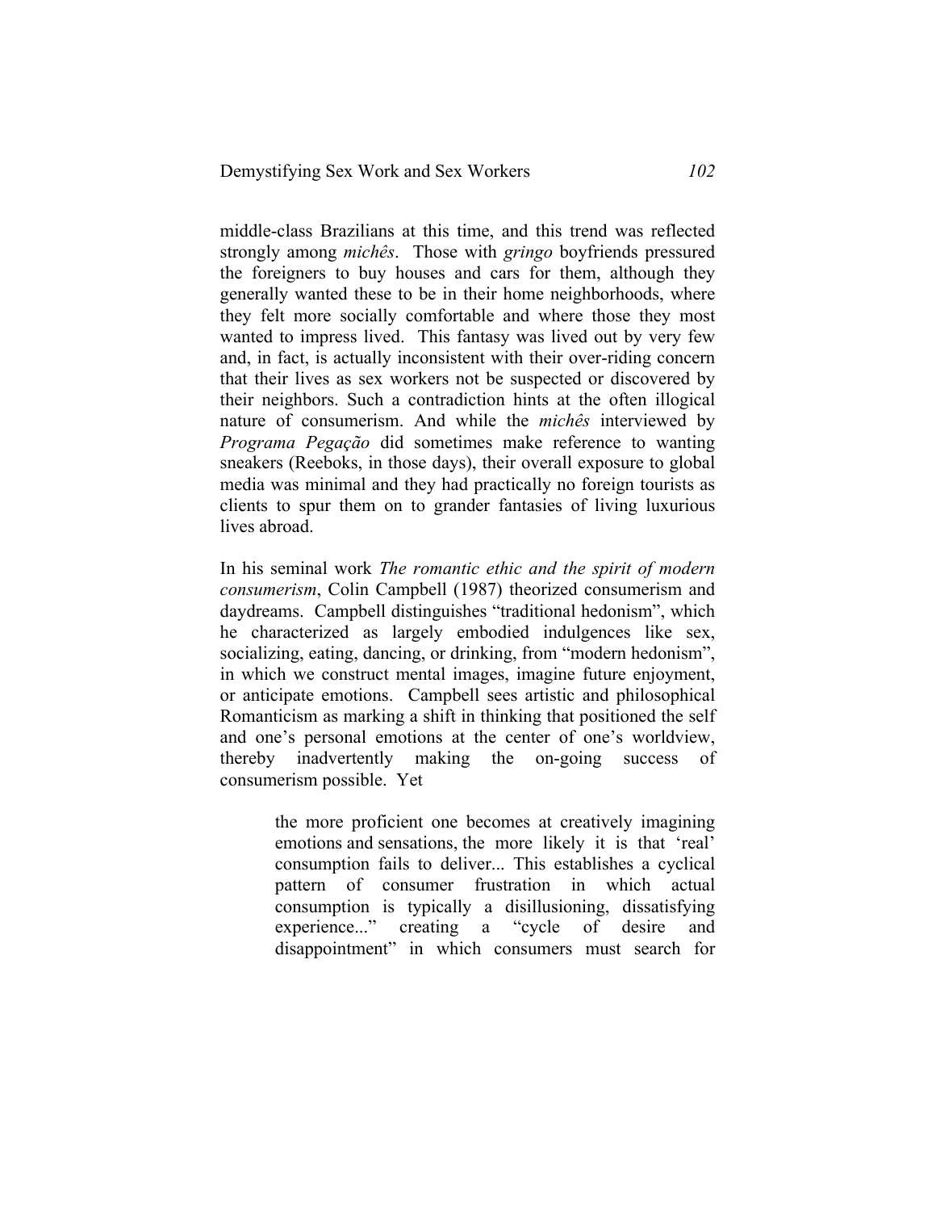middle-class Brazilians at this time, and this trend was reflected strongly among *michês*. Those with *gringo* boyfriends pressured the foreigners to buy houses and cars for them, although they generally wanted these to be in their home neighborhoods, where they felt more socially comfortable and where those they most wanted to impress lived. This fantasy was lived out by very few and, in fact, is actually inconsistent with their over-riding concern that their lives as sex workers not be suspected or discovered by their neighbors. Such a contradiction hints at the often illogical nature of consumerism. And while the *michês* interviewed by *Programa Pegação* did sometimes make reference to wanting sneakers (Reeboks, in those days), their overall exposure to global media was minimal and they had practically no foreign tourists as clients to spur them on to grander fantasies of living luxurious lives abroad.

In his seminal work *The romantic ethic and the spirit of modern consumerism*, Colin Campbell (1987) theorized consumerism and daydreams. Campbell distinguishes "traditional hedonism", which he characterized as largely embodied indulgences like sex, socializing, eating, dancing, or drinking, from "modern hedonism", in which we construct mental images, imagine future enjoyment, or anticipate emotions. Campbell sees artistic and philosophical Romanticism as marking a shift in thinking that positioned the self and one's personal emotions at the center of one's worldview, thereby inadvertently making the on-going success of consumerism possible. Yet

> the more proficient one becomes at creatively imagining emotions and sensations, the more likely it is that 'real' consumption fails to deliver... This establishes a cyclical pattern of consumer frustration in which actual consumption is typically a disillusioning, dissatisfying experience..." creating a "cycle of desire and disappointment" in which consumers must search for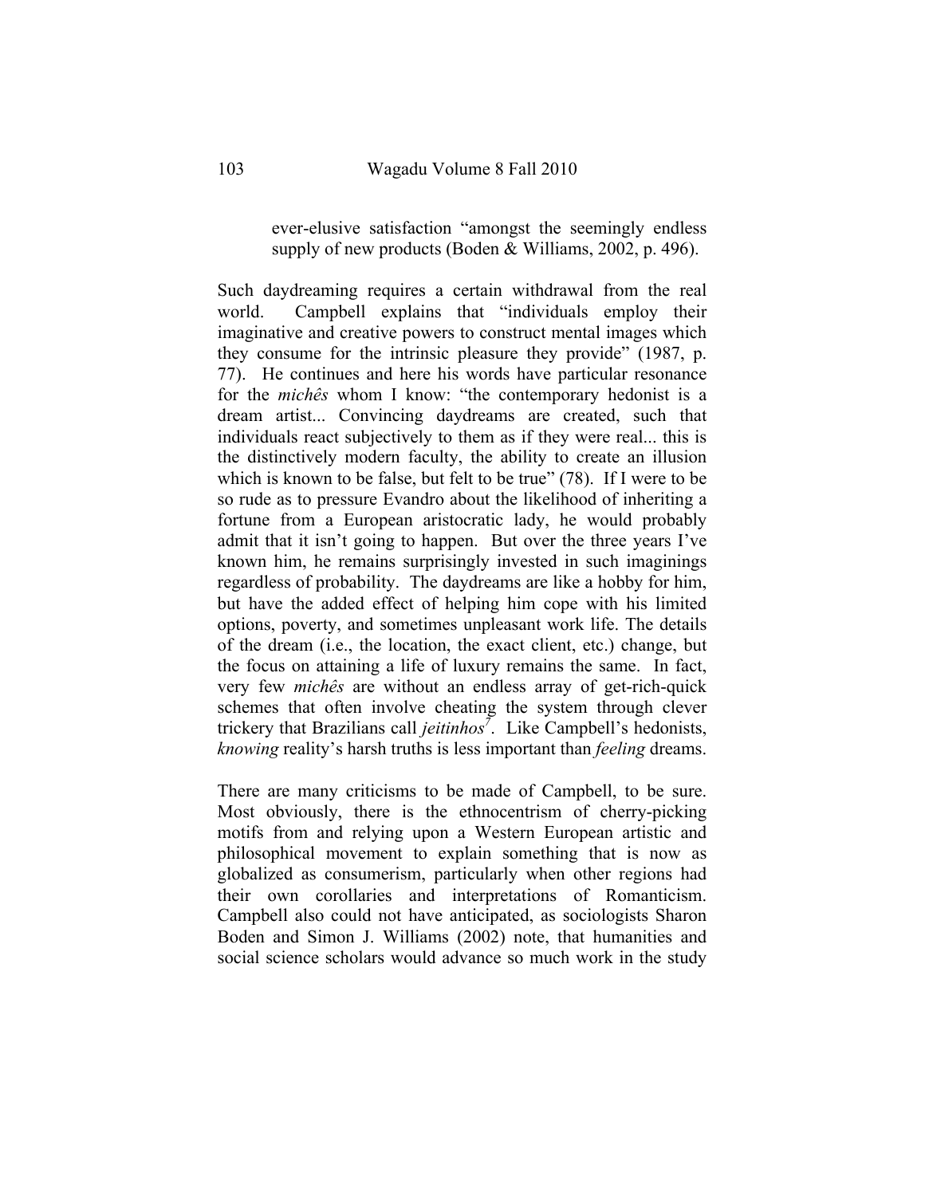> ever-elusive satisfaction "amongst the seemingly endless supply of new products (Boden & Williams, 2002, p. 496).

Such daydreaming requires a certain withdrawal from the real world. Campbell explains that "individuals employ their imaginative and creative powers to construct mental images which they consume for the intrinsic pleasure they provide" (1987, p. 77). He continues and here his words have particular resonance for the *michês* whom I know: "the contemporary hedonist is a dream artist... Convincing daydreams are created, such that individuals react subjectively to them as if they were real... this is the distinctively modern faculty, the ability to create an illusion which is known to be false, but felt to be true" (78). If I were to be so rude as to pressure Evandro about the likelihood of inheriting a fortune from a European aristocratic lady, he would probably admit that it isn't going to happen. But over the three years I've known him, he remains surprisingly invested in such imaginings regardless of probability. The daydreams are like a hobby for him, but have the added effect of helping him cope with his limited options, poverty, and sometimes unpleasant work life. The details of the dream (i.e., the location, the exact client, etc.) change, but the focus on attaining a life of luxury remains the same. In fact, very few *michês* are without an endless array of get-rich-quick schemes that often involve cheating the system through clever trickery that Brazilians call *jeitinhos*[7]. Like Campbell's hedonists, *knowing* reality's harsh truths is less important than *feeling* dreams.

There are many criticisms to be made of Campbell, to be sure. Most obviously, there is the ethnocentrism of cherry-picking motifs from and relying upon a Western European artistic and philosophical movement to explain something that is now as globalized as consumerism, particularly when other regions had their own corollaries and interpretations of Romanticism. Campbell also could not have anticipated, as sociologists Sharon Boden and Simon J. Williams (2002) note, that humanities and social science scholars would advance so much work in the study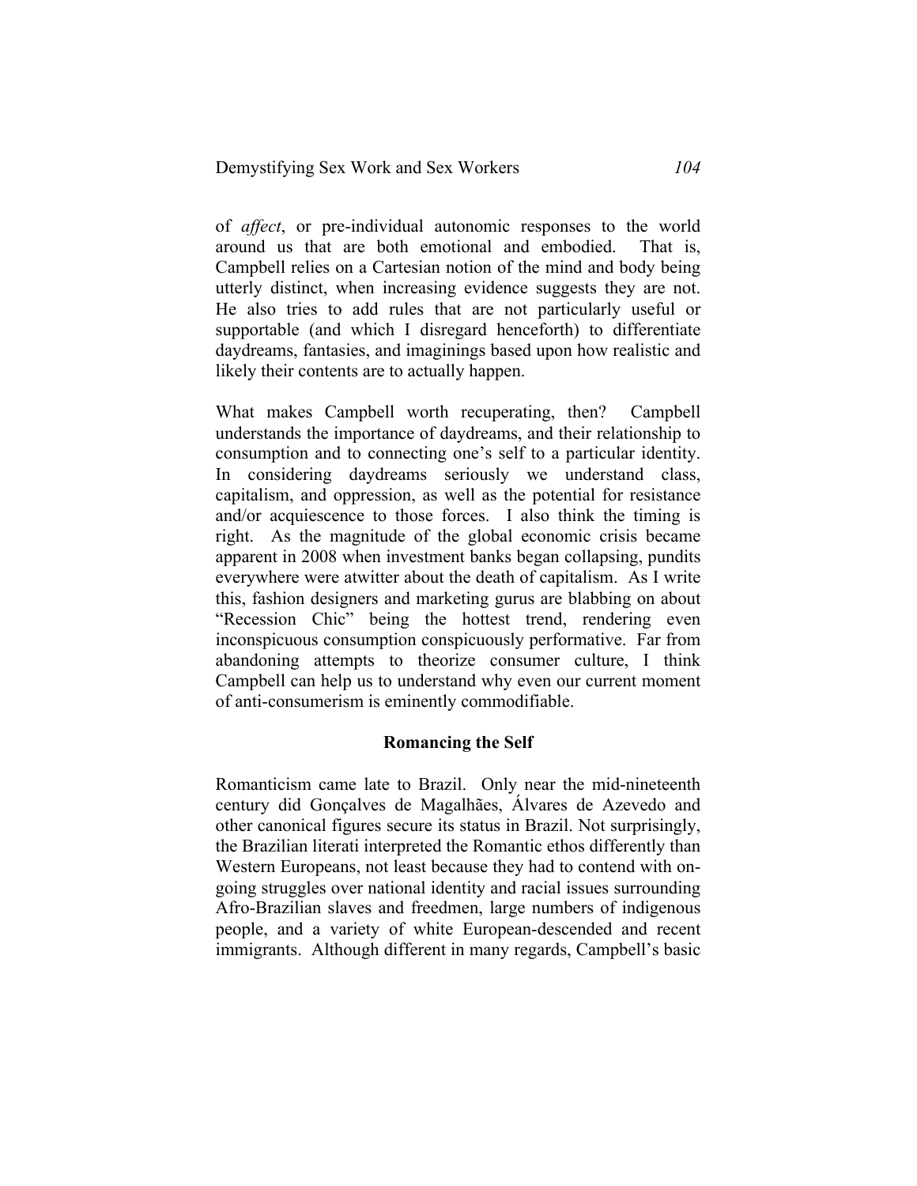of *affect*, or pre-individual autonomic responses to the world around us that are both emotional and embodied. That is, Campbell relies on a Cartesian notion of the mind and body being utterly distinct, when increasing evidence suggests they are not. He also tries to add rules that are not particularly useful or supportable (and which I disregard henceforth) to differentiate daydreams, fantasies, and imaginings based upon how realistic and likely their contents are to actually happen.

What makes Campbell worth recuperating, then? Campbell understands the importance of daydreams, and their relationship to consumption and to connecting one's self to a particular identity. In considering daydreams seriously we understand class, capitalism, and oppression, as well as the potential for resistance and/or acquiescence to those forces. I also think the timing is right. As the magnitude of the global economic crisis became apparent in 2008 when investment banks began collapsing, pundits everywhere were atwitter about the death of capitalism. As I write this, fashion designers and marketing gurus are blabbing on about "Recession Chic" being the hottest trend, rendering even inconspicuous consumption conspicuously performative. Far from abandoning attempts to theorize consumer culture, I think Campbell can help us to understand why even our current moment of anti-consumerism is eminently commodifiable.

## Romancing the Self

Romanticism came late to Brazil. Only near the mid-nineteenth century did Gonçalves de Magalhães, Álvares de Azevedo and other canonical figures secure its status in Brazil. Not surprisingly, the Brazilian literati interpreted the Romantic ethos differently than Western Europeans, not least because they had to contend with on-going struggles over national identity and racial issues surrounding Afro-Brazilian slaves and freedmen, large numbers of indigenous people, and a variety of white European-descended and recent immigrants. Although different in many regards, Campbell's basic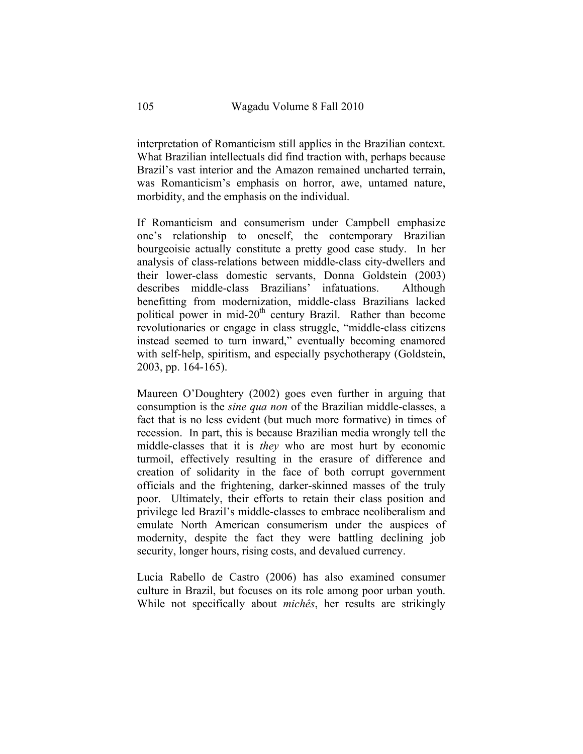interpretation of Romanticism still applies in the Brazilian context. What Brazilian intellectuals did find traction with, perhaps because Brazil's vast interior and the Amazon remained uncharted terrain, was Romanticism's emphasis on horror, awe, untamed nature, morbidity, and the emphasis on the individual.

If Romanticism and consumerism under Campbell emphasize one's relationship to oneself, the contemporary Brazilian bourgeoisie actually constitute a pretty good case study. In her analysis of class-relations between middle-class city-dwellers and their lower-class domestic servants, Donna Goldstein (2003) describes middle-class Brazilians' infatuations. Although benefitting from modernization, middle-class Brazilians lacked political power in mid-20th century Brazil. Rather than become revolutionaries or engage in class struggle, "middle-class citizens instead seemed to turn inward," eventually becoming enamored with self-help, spiritism, and especially psychotherapy (Goldstein, 2003, pp. 164-165).

Maureen O'Doughtery (2002) goes even further in arguing that consumption is the *sine qua non* of the Brazilian middle-classes, a fact that is no less evident (but much more formative) in times of recession. In part, this is because Brazilian media wrongly tell the middle-classes that it is *they* who are most hurt by economic turmoil, effectively resulting in the erasure of difference and creation of solidarity in the face of both corrupt government officials and the frightening, darker-skinned masses of the truly poor. Ultimately, their efforts to retain their class position and privilege led Brazil's middle-classes to embrace neoliberalism and emulate North American consumerism under the auspices of modernity, despite the fact they were battling declining job security, longer hours, rising costs, and devalued currency.

Lucia Rabello de Castro (2006) has also examined consumer culture in Brazil, but focuses on its role among poor urban youth. While not specifically about *michês*, her results are strikingly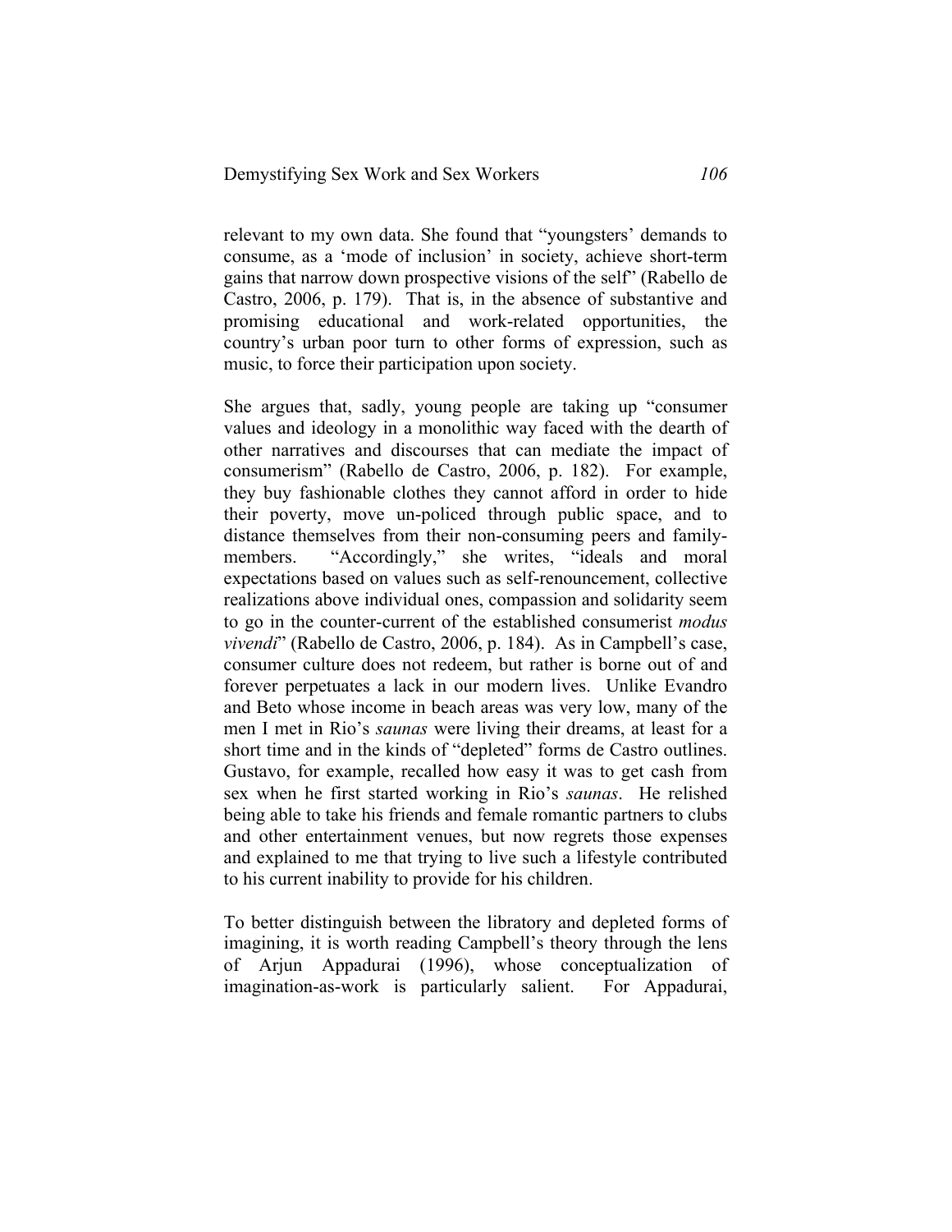relevant to my own data. She found that "youngsters' demands to consume, as a 'mode of inclusion' in society, achieve short-term gains that narrow down prospective visions of the self" (Rabello de Castro, 2006, p. 179). That is, in the absence of substantive and promising educational and work-related opportunities, the country's urban poor turn to other forms of expression, such as music, to force their participation upon society.

She argues that, sadly, young people are taking up "consumer values and ideology in a monolithic way faced with the dearth of other narratives and discourses that can mediate the impact of consumerism" (Rabello de Castro, 2006, p. 182). For example, they buy fashionable clothes they cannot afford in order to hide their poverty, move un-policed through public space, and to distance themselves from their non-consuming peers and family-members. "Accordingly," she writes, "ideals and moral expectations based on values such as self-renouncement, collective realizations above individual ones, compassion and solidarity seem to go in the counter-current of the established consumerist *modus vivendi*" (Rabello de Castro, 2006, p. 184). As in Campbell's case, consumer culture does not redeem, but rather is borne out of and forever perpetuates a lack in our modern lives. Unlike Evandro and Beto whose income in beach areas was very low, many of the men I met in Rio's *saunas* were living their dreams, at least for a short time and in the kinds of "depleted" forms de Castro outlines. Gustavo, for example, recalled how easy it was to get cash from sex when he first started working in Rio's *saunas*. He relished being able to take his friends and female romantic partners to clubs and other entertainment venues, but now regrets those expenses and explained to me that trying to live such a lifestyle contributed to his current inability to provide for his children.

To better distinguish between the libratory and depleted forms of imagining, it is worth reading Campbell's theory through the lens of Arjun Appadurai (1996), whose conceptualization of imagination-as-work is particularly salient. For Appadurai,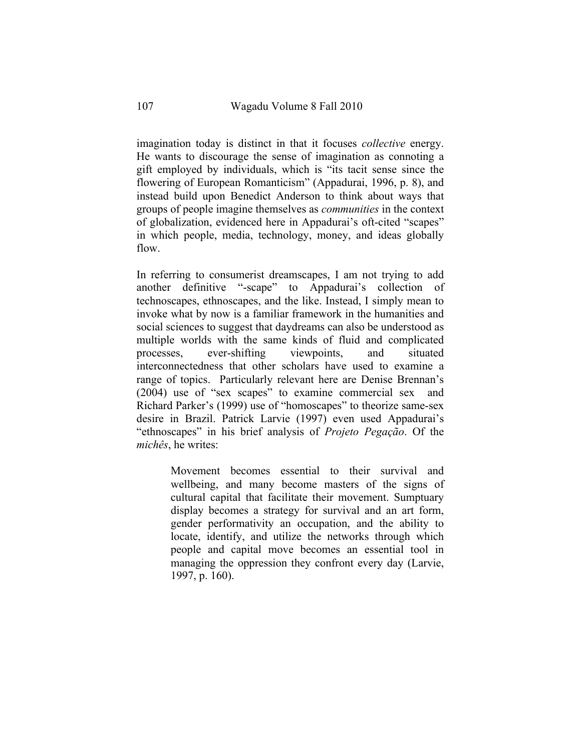imagination today is distinct in that it focuses *collective* energy. He wants to discourage the sense of imagination as connoting a gift employed by individuals, which is "its tacit sense since the flowering of European Romanticism" (Appadurai, 1996, p. 8), and instead build upon Benedict Anderson to think about ways that groups of people imagine themselves as *communities* in the context of globalization, evidenced here in Appadurai's oft-cited "scapes" in which people, media, technology, money, and ideas globally flow.

In referring to consumerist dreamscapes, I am not trying to add another definitive "-scape" to Appadurai's collection of technoscapes, ethnoscapes, and the like. Instead, I simply mean to invoke what by now is a familiar framework in the humanities and social sciences to suggest that daydreams can also be understood as multiple worlds with the same kinds of fluid and complicated processes, ever-shifting viewpoints, and situated interconnectedness that other scholars have used to examine a range of topics. Particularly relevant here are Denise Brennan's (2004) use of "sex scapes" to examine commercial sex and Richard Parker's (1999) use of "homoscapes" to theorize same-sex desire in Brazil. Patrick Larvie (1997) even used Appadurai's "ethnoscapes" in his brief analysis of *Projeto Pegação*. Of the *michês*, he writes:

> Movement becomes essential to their survival and wellbeing, and many become masters of the signs of cultural capital that facilitate their movement. Sumptuary display becomes a strategy for survival and an art form, gender performativity an occupation, and the ability to locate, identify, and utilize the networks through which people and capital move becomes an essential tool in managing the oppression they confront every day (Larvie, 1997, p. 160).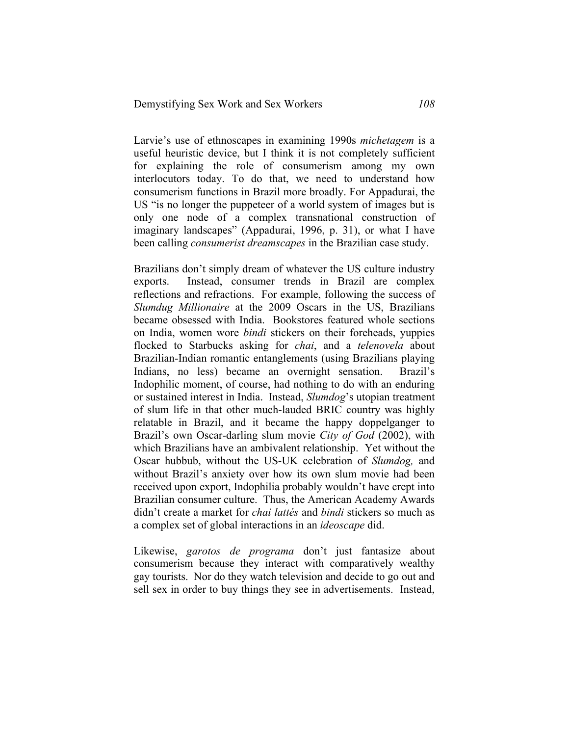Larvie's use of ethnoscapes in examining 1990s *michetagem* is a useful heuristic device, but I think it is not completely sufficient for explaining the role of consumerism among my own interlocutors today. To do that, we need to understand how consumerism functions in Brazil more broadly. For Appadurai, the US "is no longer the puppeteer of a world system of images but is only one node of a complex transnational construction of imaginary landscapes" (Appadurai, 1996, p. 31), or what I have been calling *consumerist dreamscapes* in the Brazilian case study.

Brazilians don't simply dream of whatever the US culture industry exports. Instead, consumer trends in Brazil are complex reflections and refractions. For example, following the success of *Slumdug Millionaire* at the 2009 Oscars in the US, Brazilians became obsessed with India. Bookstores featured whole sections on India, women wore *bindi* stickers on their foreheads, yuppies flocked to Starbucks asking for *chai*, and a *telenovela* about Brazilian-Indian romantic entanglements (using Brazilians playing Indians, no less) became an overnight sensation. Brazil's Indophilic moment, of course, had nothing to do with an enduring or sustained interest in India. Instead, *Slumdog*'s utopian treatment of slum life in that other much-lauded BRIC country was highly relatable in Brazil, and it became the happy doppelganger to Brazil's own Oscar-darling slum movie *City of God* (2002), with which Brazilians have an ambivalent relationship. Yet without the Oscar hubbub, without the US-UK celebration of *Slumdog,* and without Brazil's anxiety over how its own slum movie had been received upon export, Indophilia probably wouldn't have crept into Brazilian consumer culture. Thus, the American Academy Awards didn't create a market for *chai lattés* and *bindi* stickers so much as a complex set of global interactions in an *ideoscape* did.

Likewise, *garotos de programa* don't just fantasize about consumerism because they interact with comparatively wealthy gay tourists. Nor do they watch television and decide to go out and sell sex in order to buy things they see in advertisements. Instead,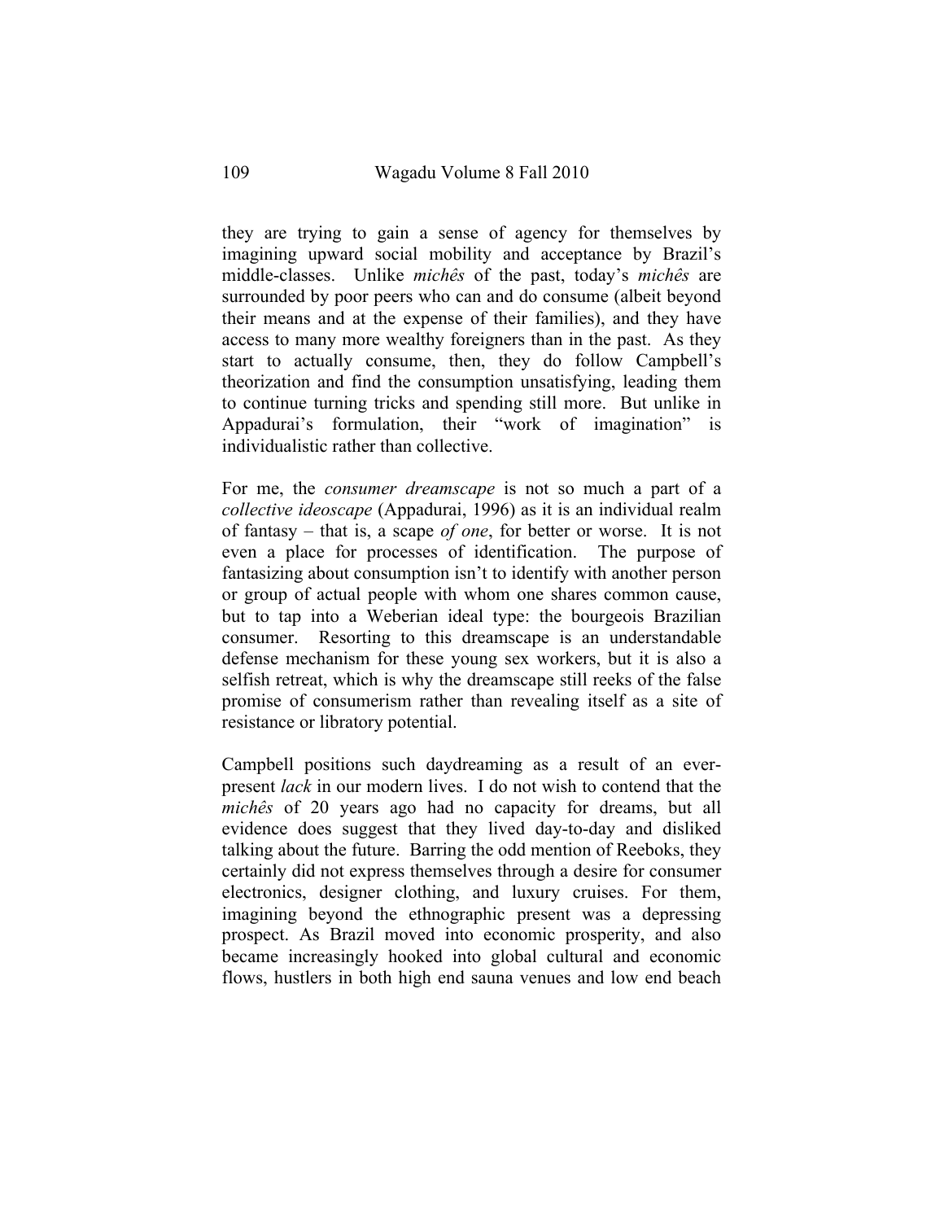they are trying to gain a sense of agency for themselves by imagining upward social mobility and acceptance by Brazil's middle-classes. Unlike *michês* of the past, today's *michês* are surrounded by poor peers who can and do consume (albeit beyond their means and at the expense of their families), and they have access to many more wealthy foreigners than in the past. As they start to actually consume, then, they do follow Campbell's theorization and find the consumption unsatisfying, leading them to continue turning tricks and spending still more. But unlike in Appadurai's formulation, their "work of imagination" is individualistic rather than collective.

For me, the *consumer dreamscape* is not so much a part of a *collective ideoscape* (Appadurai, 1996) as it is an individual realm of fantasy – that is, a scape *of one*, for better or worse. It is not even a place for processes of identification. The purpose of fantasizing about consumption isn't to identify with another person or group of actual people with whom one shares common cause, but to tap into a Weberian ideal type: the bourgeois Brazilian consumer. Resorting to this dreamscape is an understandable defense mechanism for these young sex workers, but it is also a selfish retreat, which is why the dreamscape still reeks of the false promise of consumerism rather than revealing itself as a site of resistance or libratory potential.

Campbell positions such daydreaming as a result of an ever-present *lack* in our modern lives. I do not wish to contend that the *michês* of 20 years ago had no capacity for dreams, but all evidence does suggest that they lived day-to-day and disliked talking about the future. Barring the odd mention of Reeboks, they certainly did not express themselves through a desire for consumer electronics, designer clothing, and luxury cruises. For them, imagining beyond the ethnographic present was a depressing prospect. As Brazil moved into economic prosperity, and also became increasingly hooked into global cultural and economic flows, hustlers in both high end sauna venues and low end beach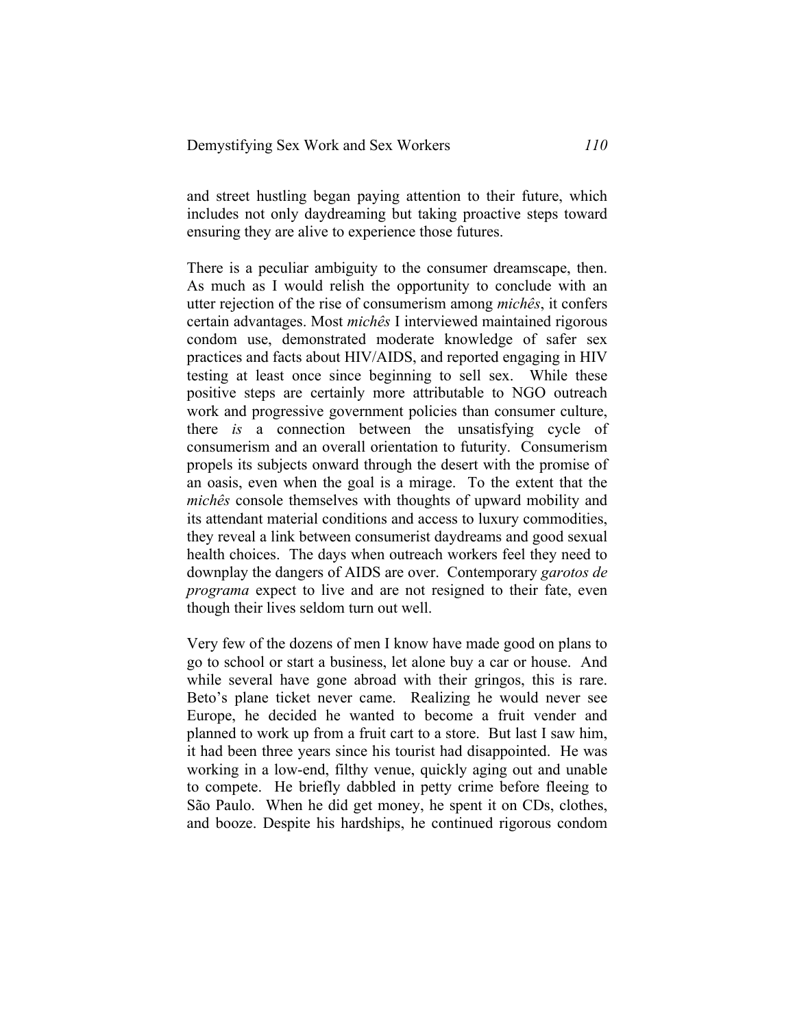and street hustling began paying attention to their future, which includes not only daydreaming but taking proactive steps toward ensuring they are alive to experience those futures.

There is a peculiar ambiguity to the consumer dreamscape, then. As much as I would relish the opportunity to conclude with an utter rejection of the rise of consumerism among *michês*, it confers certain advantages. Most *michês* I interviewed maintained rigorous condom use, demonstrated moderate knowledge of safer sex practices and facts about HIV/AIDS, and reported engaging in HIV testing at least once since beginning to sell sex. While these positive steps are certainly more attributable to NGO outreach work and progressive government policies than consumer culture, there *is* a connection between the unsatisfying cycle of consumerism and an overall orientation to futurity. Consumerism propels its subjects onward through the desert with the promise of an oasis, even when the goal is a mirage. To the extent that the *michês* console themselves with thoughts of upward mobility and its attendant material conditions and access to luxury commodities, they reveal a link between consumerist daydreams and good sexual health choices. The days when outreach workers feel they need to downplay the dangers of AIDS are over. Contemporary *garotos de programa* expect to live and are not resigned to their fate, even though their lives seldom turn out well.

Very few of the dozens of men I know have made good on plans to go to school or start a business, let alone buy a car or house. And while several have gone abroad with their gringos, this is rare. Beto's plane ticket never came. Realizing he would never see Europe, he decided he wanted to become a fruit vender and planned to work up from a fruit cart to a store. But last I saw him, it had been three years since his tourist had disappointed. He was working in a low-end, filthy venue, quickly aging out and unable to compete. He briefly dabbled in petty crime before fleeing to São Paulo. When he did get money, he spent it on CDs, clothes, and booze. Despite his hardships, he continued rigorous condom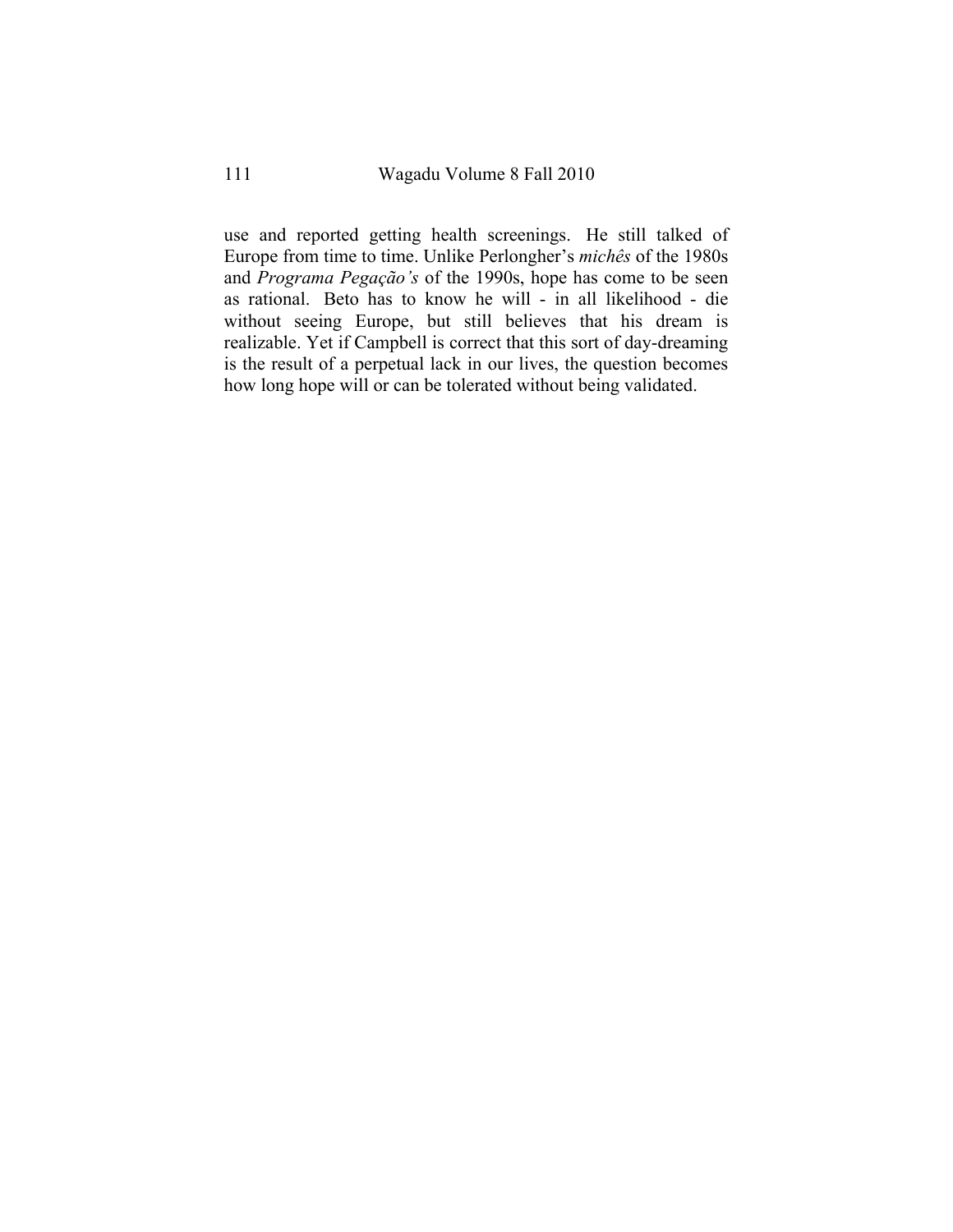use and reported getting health screenings. He still talked of Europe from time to time. Unlike Perlongher's *michês* of the 1980s and *Programa Pegação's* of the 1990s, hope has come to be seen as rational. Beto has to know he will - in all likelihood - die without seeing Europe, but still believes that his dream is realizable. Yet if Campbell is correct that this sort of day-dreaming is the result of a perpetual lack in our lives, the question becomes how long hope will or can be tolerated without being validated.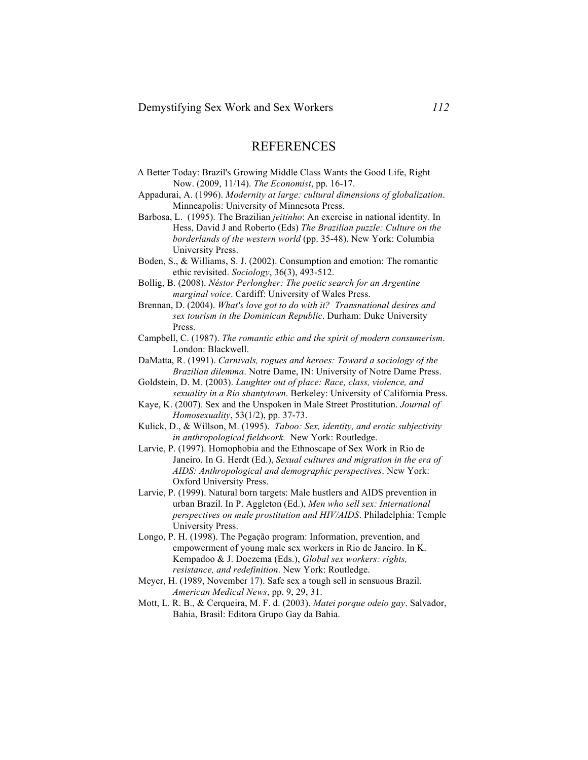# REFERENCES

A Better Today: Brazil's Growing Middle Class Wants the Good Life, Right Now. (2009, 11/14). *The Economist*, pp. 16-17.

Appadurai, A. (1996). *Modernity at large: cultural dimensions of globalization*. Minneapolis: University of Minnesota Press.

Barbosa, L. (1995). The Brazilian *jeitinho*: An exercise in national identity. In Hess, David J and Roberto (Eds) *The Brazilian puzzle: Culture on the borderlands of the western world* (pp. 35-48). New York: Columbia University Press.

Boden, S., & Williams, S. J. (2002). Consumption and emotion: The romantic ethic revisited. *Sociology*, 36(3), 493-512.

Bollig, B. (2008). *Néstor Perlongher: The poetic search for an Argentine marginal voice*. Cardiff: University of Wales Press.

Brennan, D. (2004). *What's love got to do with it? Transnational desires and sex tourism in the Dominican Republic*. Durham: Duke University Press.

Campbell, C. (1987). *The romantic ethic and the spirit of modern consumerism*. London: Blackwell.

DaMatta, R. (1991). *Carnivals, rogues and heroes: Toward a sociology of the Brazilian dilemma*. Notre Dame, IN: University of Notre Dame Press.

Goldstein, D. M. (2003). *Laughter out of place: Race, class, violence, and sexuality in a Rio shantytown*. Berkeley: University of California Press.

Kaye, K. (2007). Sex and the Unspoken in Male Street Prostitution. *Journal of Homosexuality*, 53(1/2), pp. 37-73.

Kulick, D., & Willson, M. (1995). *Taboo: Sex, identity, and erotic subjectivity in anthropological fieldwork.* New York: Routledge.

Larvie, P. (1997). Homophobia and the Ethnoscape of Sex Work in Rio de Janeiro. In G. Herdt (Ed.), *Sexual cultures and migration in the era of AIDS: Anthropological and demographic perspectives*. New York: Oxford University Press.

Larvie, P. (1999). Natural born targets: Male hustlers and AIDS prevention in urban Brazil. In P. Aggleton (Ed.), *Men who sell sex: International perspectives on male prostitution and HIV/AIDS*. Philadelphia: Temple University Press.

Longo, P. H. (1998). The Pegação program: Information, prevention, and empowerment of young male sex workers in Rio de Janeiro. In K. Kempadoo & J. Doezema (Eds.), *Global sex workers: rights, resistance, and redefinition*. New York: Routledge.

Meyer, H. (1989, November 17). Safe sex a tough sell in sensuous Brazil. *American Medical News*, pp. 9, 29, 31.

Mott, L. R. B., & Cerqueira, M. F. d. (2003). *Matei porque odeio gay*. Salvador, Bahia, Brasil: Editora Grupo Gay da Bahia.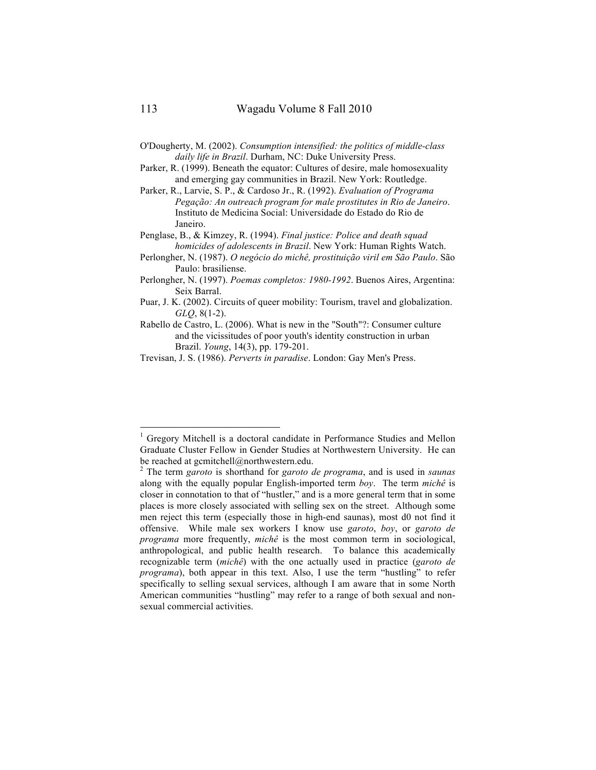O'Dougherty, M. (2002). *Consumption intensified: the politics of middle-class daily life in Brazil*. Durham, NC: Duke University Press.

Parker, R. (1999). Beneath the equator: Cultures of desire, male homosexuality and emerging gay communities in Brazil. New York: Routledge.

Parker, R., Larvie, S. P., & Cardoso Jr., R. (1992). *Evaluation of Programa Pegação: An outreach program for male prostitutes in Rio de Janeiro*. Instituto de Medicina Social: Universidade do Estado do Rio de Janeiro.

Penglase, B., & Kimzey, R. (1994). *Final justice: Police and death squad homicides of adolescents in Brazil*. New York: Human Rights Watch.

Perlongher, N. (1987). *O negócio do michê, prostituição viril em São Paulo*. São Paulo: brasiliense.

Perlongher, N. (1997). *Poemas completos: 1980-1992*. Buenos Aires, Argentina: Seix Barral.

Puar, J. K. (2002). Circuits of queer mobility: Tourism, travel and globalization. *GLQ*, 8(1-2).

Rabello de Castro, L. (2006). What is new in the "South"?: Consumer culture and the vicissitudes of poor youth's identity construction in urban Brazil. *Young*, 14(3), pp. 179-201.

Trevisan, J. S. (1986). *Perverts in paradise*. London: Gay Men's Press.

---

[1] Gregory Mitchell is a doctoral candidate in Performance Studies and Mellon Graduate Cluster Fellow in Gender Studies at Northwestern University. He can be reached at gcmitchell@northwestern.edu.

[2] The term *garoto* is shorthand for *garoto de programa*, and is used in *saunas* along with the equally popular English-imported term *boy*. The term *michê* is closer in connotation to that of "hustler," and is a more general term that in some places is more closely associated with selling sex on the street. Although some men reject this term (especially those in high-end saunas), most d0 not find it offensive. While male sex workers I know use *garoto*, *boy*, or *garoto de programa* more frequently, *michê* is the most common term in sociological, anthropological, and public health research. To balance this academically recognizable term (*michê*) with the one actually used in practice (*garoto de programa*), both appear in this text. Also, I use the term "hustling" to refer specifically to selling sexual services, although I am aware that in some North American communities "hustling" may refer to a range of both sexual and non-sexual commercial activities.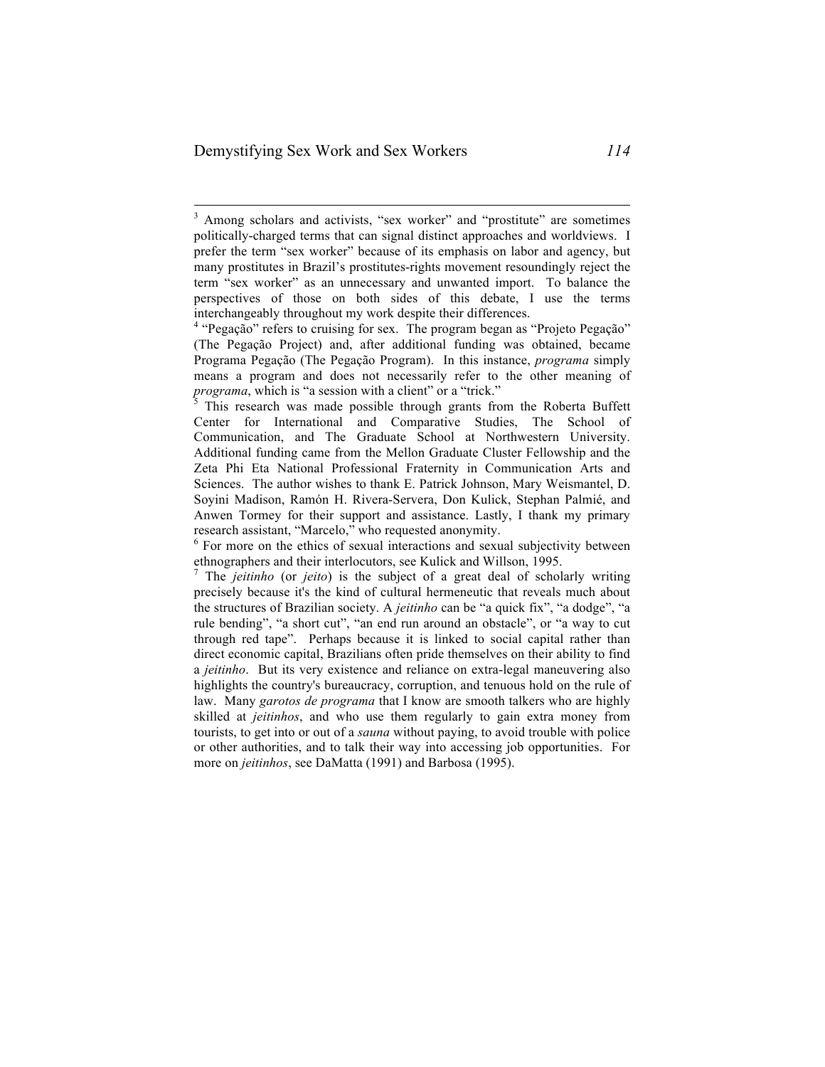[3] Among scholars and activists, "sex worker" and "prostitute" are sometimes politically-charged terms that can signal distinct approaches and worldviews. I prefer the term "sex worker" because of its emphasis on labor and agency, but many prostitutes in Brazil's prostitutes-rights movement resoundingly reject the term "sex worker" as an unnecessary and unwanted import. To balance the perspectives of those on both sides of this debate, I use the terms interchangeably throughout my work despite their differences.

[4] "Pegação" refers to cruising for sex. The program began as "Projeto Pegação" (The Pegação Project) and, after additional funding was obtained, became Programa Pegação (The Pegação Program). In this instance, *programa* simply means a program and does not necessarily refer to the other meaning of *programa*, which is "a session with a client" or a "trick."

[5] This research was made possible through grants from the Roberta Buffett Center for International and Comparative Studies, The School of Communication, and The Graduate School at Northwestern University. Additional funding came from the Mellon Graduate Cluster Fellowship and the Zeta Phi Eta National Professional Fraternity in Communication Arts and Sciences. The author wishes to thank E. Patrick Johnson, Mary Weismantel, D. Soyini Madison, Ramón H. Rivera-Servera, Don Kulick, Stephan Palmié, and Anwen Tormey for their support and assistance. Lastly, I thank my primary research assistant, "Marcelo," who requested anonymity.

[6] For more on the ethics of sexual interactions and sexual subjectivity between ethnographers and their interlocutors, see Kulick and Willson, 1995.

[7] The *jeitinho* (or *jeito*) is the subject of a great deal of scholarly writing precisely because it's the kind of cultural hermeneutic that reveals much about the structures of Brazilian society. A *jeitinho* can be "a quick fix", "a dodge", "a rule bending", "a short cut", "an end run around an obstacle", or "a way to cut through red tape". Perhaps because it is linked to social capital rather than direct economic capital, Brazilians often pride themselves on their ability to find a *jeitinho*. But its very existence and reliance on extra-legal maneuvering also highlights the country's bureaucracy, corruption, and tenuous hold on the rule of law. Many *garotos de programa* that I know are smooth talkers who are highly skilled at *jeitinhos*, and who use them regularly to gain extra money from tourists, to get into or out of a *sauna* without paying, to avoid trouble with police or other authorities, and to talk their way into accessing job opportunities. For more on *jeitinhos*, see DaMatta (1991) and Barbosa (1995).